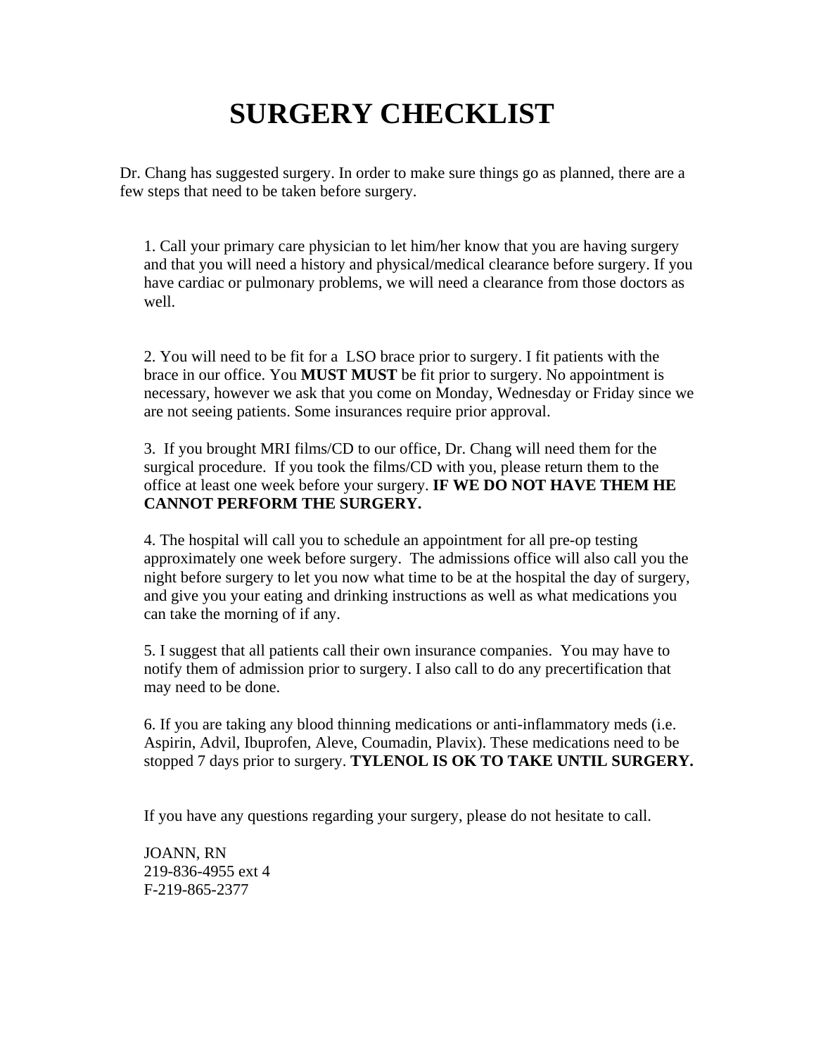# SURGERY CHECKLIST

Dr. Chang has suggested surgery. In order to make sure things go as planned, there are a few steps that need to be taken before surgery.

1. Call your primary care physician to let him/her know that you are having surgery and that you will need a history and physical/medical clearance before surgery. If you have cardiac or pulmonary problems, we will need a clearance from those doctors as well.

2. You will need to be fit for a LSO brace prior to surgery. I fit patients with the brace in our office. You **MUST MUST** be fit prior to surgery. No appointment is necessary, however we ask that you come on Monday, Wednesday or Friday since we are not seeing patients. Some insurances require prior approval.

3. If you brought MRI films/CD to our office, Dr. Chang will need them for the surgical procedure. If you took the films/CD with you, please return them to the office at least one week before your surgery. **IF WE DO NOT HAVE THEM HE CANNOT PERFORM THE SURGERY.**

4. The hospital will call you to schedule an appointment for all pre-op testing approximately one week before surgery. The admissions office will also call you the night before surgery to let you now what time to be at the hospital the day of surgery, and give you your eating and drinking instructions as well as what medications you can take the morning of if any.

5. I suggest that all patients call their own insurance companies. You may have to notify them of admission prior to surgery. I also call to do any precertification that may need to be done.

6. If you are taking any blood thinning medications or anti-inflammatory meds (i.e. Aspirin, Advil, Ibuprofen, Aleve, Coumadin, Plavix). These medications need to be stopped 7 days prior to surgery. **TYLENOL IS OK TO TAKE UNTIL SURGERY.**

If you have any questions regarding your surgery, please do not hesitate to call.

JOANN, RN
219-836-4955 ext 4
F-219-865-2377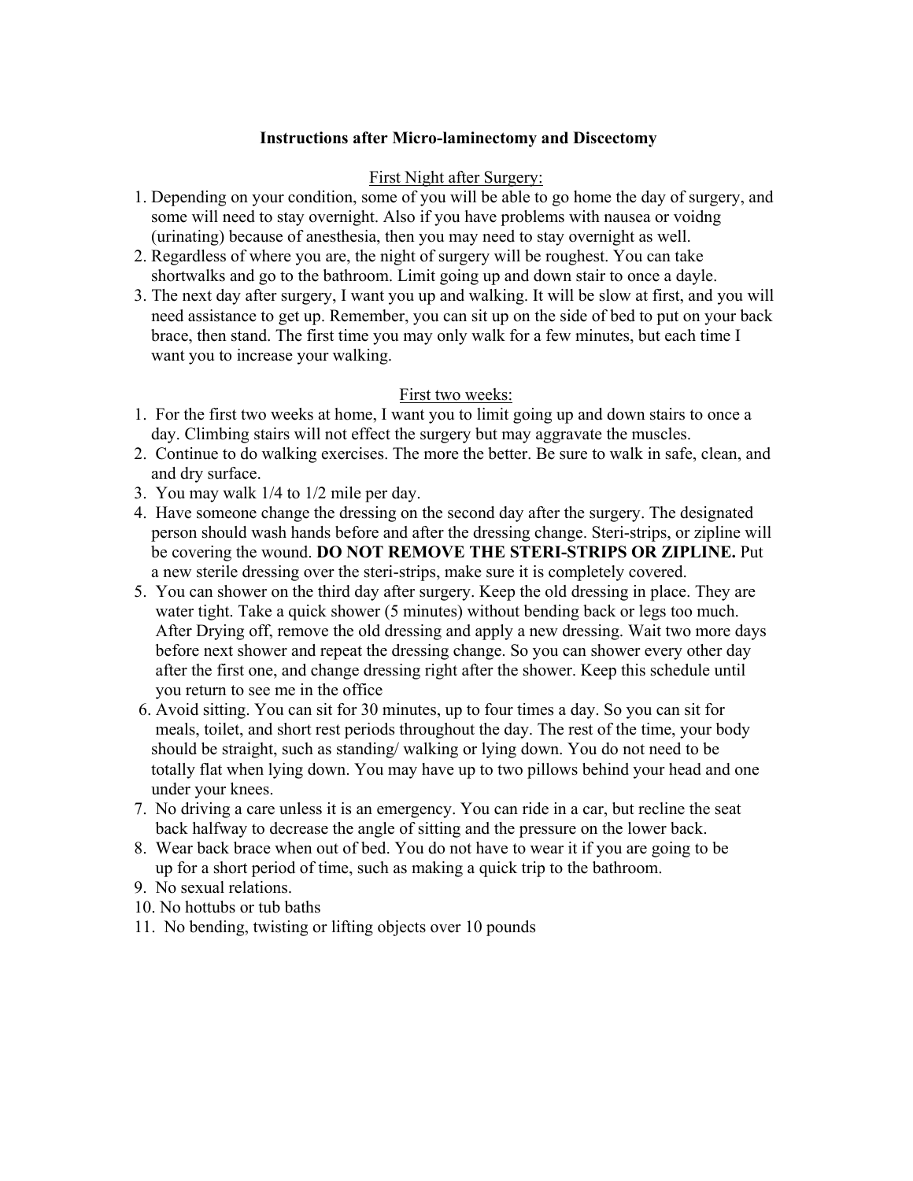# Instructions after Micro-laminectomy and Discectomy

## First Night after Surgery:

1. Depending on your condition, some of you will be able to go home the day of surgery, and some will need to stay overnight. Also if you have problems with nausea or voidng (urinating) because of anesthesia, then you may need to stay overnight as well.
2. Regardless of where you are, the night of surgery will be roughest. You can take shortwalks and go to the bathroom. Limit going up and down stair to once a dayle.
3. The next day after surgery, I want you up and walking. It will be slow at first, and you will need assistance to get up. Remember, you can sit up on the side of bed to put on your back brace, then stand. The first time you may only walk for a few minutes, but each time I want you to increase your walking.

## First two weeks:

1. For the first two weeks at home, I want you to limit going up and down stairs to once a day. Climbing stairs will not effect the surgery but may aggravate the muscles.
2. Continue to do walking exercises. The more the better. Be sure to walk in safe, clean, and and dry surface.
3. You may walk 1/4 to 1/2 mile per day.
4. Have someone change the dressing on the second day after the surgery. The designated person should wash hands before and after the dressing change. Steri-strips, or zipline will be covering the wound. **DO NOT REMOVE THE STERI-STRIPS OR ZIPLINE.** Put a new sterile dressing over the steri-strips, make sure it is completely covered.
5. You can shower on the third day after surgery. Keep the old dressing in place. They are water tight. Take a quick shower (5 minutes) without bending back or legs too much. After Drying off, remove the old dressing and apply a new dressing. Wait two more days before next shower and repeat the dressing change. So you can shower every other day after the first one, and change dressing right after the shower. Keep this schedule until you return to see me in the office
6. Avoid sitting. You can sit for 30 minutes, up to four times a day. So you can sit for meals, toilet, and short rest periods throughout the day. The rest of the time, your body should be straight, such as standing/ walking or lying down. You do not need to be totally flat when lying down. You may have up to two pillows behind your head and one under your knees.
7. No driving a care unless it is an emergency. You can ride in a car, but recline the seat back halfway to decrease the angle of sitting and the pressure on the lower back.
8. Wear back brace when out of bed. You do not have to wear it if you are going to be up for a short period of time, such as making a quick trip to the bathroom.
9. No sexual relations.
10. No hottubs or tub baths
11. No bending, twisting or lifting objects over 10 pounds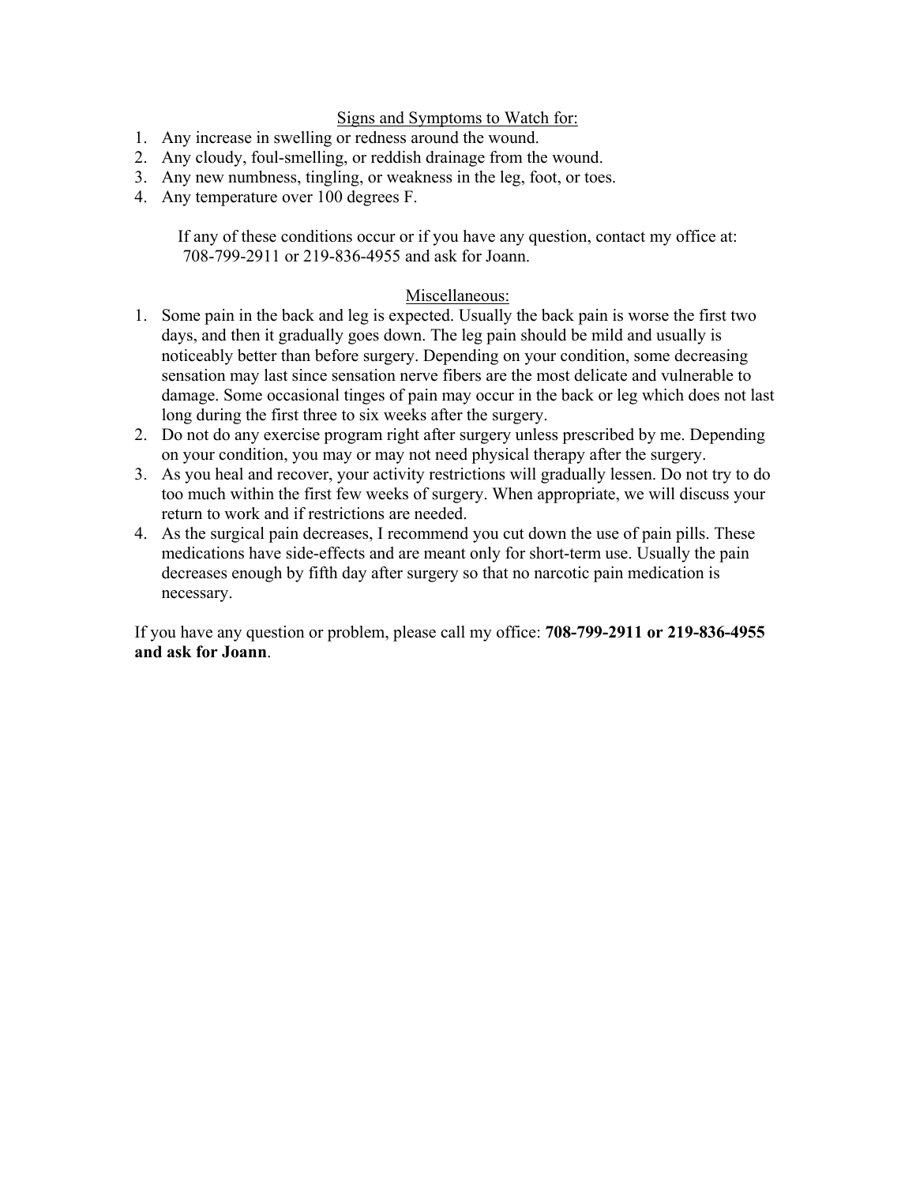## Signs and Symptoms to Watch for:

1. Any increase in swelling or redness around the wound.
2. Any cloudy, foul-smelling, or reddish drainage from the wound.
3. Any new numbness, tingling, or weakness in the leg, foot, or toes.
4. Any temperature over 100 degrees F.

If any of these conditions occur or if you have any question, contact my office at: 708-799-2911 or 219-836-4955 and ask for Joann.

## Miscellaneous:

1. Some pain in the back and leg is expected. Usually the back pain is worse the first two days, and then it gradually goes down. The leg pain should be mild and usually is noticeably better than before surgery. Depending on your condition, some decreasing sensation may last since sensation nerve fibers are the most delicate and vulnerable to damage. Some occasional tinges of pain may occur in the back or leg which does not last long during the first three to six weeks after the surgery.
2. Do not do any exercise program right after surgery unless prescribed by me. Depending on your condition, you may or may not need physical therapy after the surgery.
3. As you heal and recover, your activity restrictions will gradually lessen. Do not try to do too much within the first few weeks of surgery. When appropriate, we will discuss your return to work and if restrictions are needed.
4. As the surgical pain decreases, I recommend you cut down the use of pain pills. These medications have side-effects and are meant only for short-term use. Usually the pain decreases enough by fifth day after surgery so that no narcotic pain medication is necessary.

If you have any question or problem, please call my office: **708-799-2911 or 219-836-4955 and ask for Joann**.